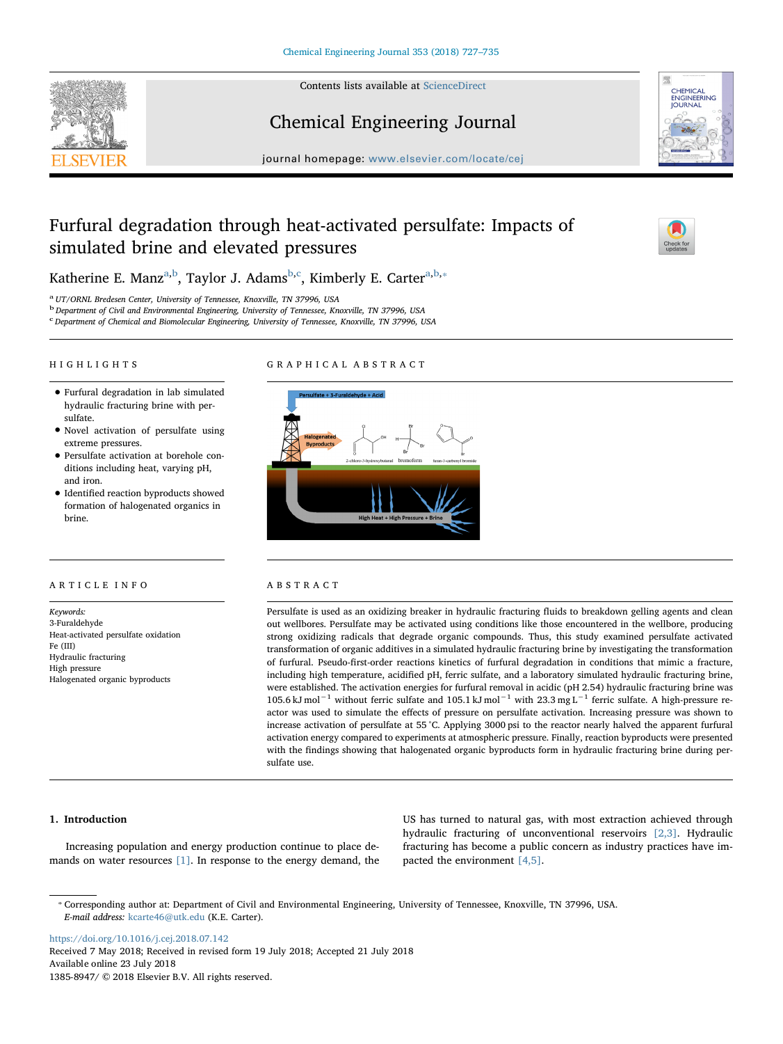# Furfural degradation through heat-activated persulfate: Impacts of simulated brine and elevated pressures

Katherine E. Manz[a,b], Taylor J. Adams[b,c], Kimberly E. Carter[a,b,*]

[a] UT/ORNL Bredesen Center, University of Tennessee, Knoxville, TN 37996, USA
[b] Department of Civil and Environmental Engineering, University of Tennessee, Knoxville, TN 37996, USA
[c] Department of Chemical and Biomolecular Engineering, University of Tennessee, Knoxville, TN 37996, USA

## HIGHLIGHTS

- Furfural degradation in lab simulated hydraulic fracturing brine with persulfate.
- Novel activation of persulfate using extreme pressures.
- Persulfate activation at borehole conditions including heat, varying pH, and iron.
- Identified reaction byproducts showed formation of halogenated organics in brine.

## ARTICLE INFO

*Keywords:*
3-Furaldehyde
Heat-activated persulfate oxidation
Fe (III)
Hydraulic fracturing
High pressure
Halogenated organic byproducts

## ABSTRACT

Persulfate is used as an oxidizing breaker in hydraulic fracturing fluids to breakdown gelling agents and clean out wellbores. Persulfate may be activated using conditions like those encountered in the wellbore, producing strong oxidizing radicals that degrade organic compounds. Thus, this study examined persulfate activated transformation of organic additives in a simulated hydraulic fracturing brine by investigating the transformation of furfural. Pseudo-first-order reactions kinetics of furfural degradation in conditions that mimic a fracture, including high temperature, acidified pH, ferric sulfate, and a laboratory simulated hydraulic fracturing brine, were established. The activation energies for furfural removal in acidic (pH 2.54) hydraulic fracturing brine was $105.6\ \text{kJ mol}^{-1}$ without ferric sulfate and $105.1\ \text{kJ mol}^{-1}$ with $23.3\ \text{mg L}^{-1}$ ferric sulfate. A high-pressure reactor was used to simulate the effects of pressure on persulfate activation. Increasing pressure was shown to increase activation of persulfate at 55 °C. Applying 3000 psi to the reactor nearly halved the apparent furfural activation energy compared to experiments at atmospheric pressure. Finally, reaction byproducts were presented with the findings showing that halogenated organic byproducts form in hydraulic fracturing brine during persulfate use.

## 1. Introduction

Increasing population and energy production continue to place demands on water resources [1]. In response to the energy demand, the US has turned to natural gas, with most extraction achieved through hydraulic fracturing of unconventional reservoirs [2,3]. Hydraulic fracturing has become a public concern as industry practices have impacted the environment [4,5].

* Corresponding author at: Department of Civil and Environmental Engineering, University of Tennessee, Knoxville, TN 37996, USA.
*E-mail address:* kcarte46@utk.edu (K.E. Carter).

https://doi.org/10.1016/j.cej.2018.07.142
Received 7 May 2018; Received in revised form 19 July 2018; Accepted 21 July 2018
Available online 23 July 2018
1385-8947/ © 2018 Elsevier B.V. All rights reserved.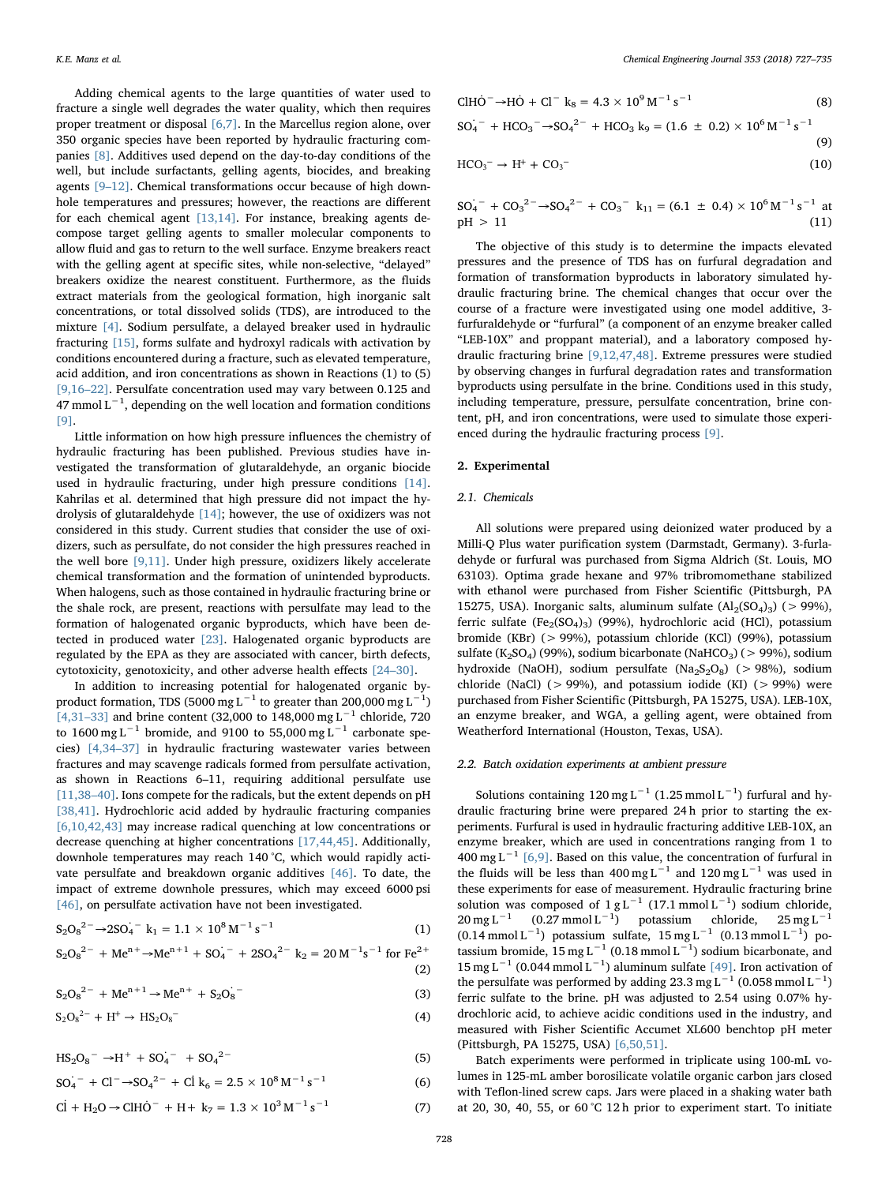Adding chemical agents to the large quantities of water used to fracture a single well degrades the water quality, which then requires proper treatment or disposal [6,7]. In the Marcellus region alone, over 350 organic species have been reported by hydraulic fracturing companies [8]. Additives used depend on the day-to-day conditions of the well, but include surfactants, gelling agents, biocides, and breaking agents [9–12]. Chemical transformations occur because of high downhole temperatures and pressures; however, the reactions are different for each chemical agent [13,14]. For instance, breaking agents decompose target gelling agents to smaller molecular components to allow fluid and gas to return to the well surface. Enzyme breakers react with the gelling agent at specific sites, while non-selective, "delayed" breakers oxidize the nearest constituent. Furthermore, as the fluids extract materials from the geological formation, high inorganic salt concentrations, or total dissolved solids (TDS), are introduced to the mixture [4]. Sodium persulfate, a delayed breaker used in hydraulic fracturing [15], forms sulfate and hydroxyl radicals with activation by conditions encountered during a fracture, such as elevated temperature, acid addition, and iron concentrations as shown in Reactions (1) to (5) [9,16–22]. Persulfate concentration used may vary between 0.125 and 47 $\text{mmol L}^{-1}$, depending on the well location and formation conditions [9].

Little information on how high pressure influences the chemistry of hydraulic fracturing has been published. Previous studies have investigated the transformation of glutaraldehyde, an organic biocide used in hydraulic fracturing, under high pressure conditions [14]. Kahrilas et al. determined that high pressure did not impact the hydrolysis of glutaraldehyde [14]; however, the use of oxidizers was not considered in this study. Current studies that consider the use of oxidizers, such as persulfate, do not consider the high pressures reached in the well bore [9,11]. Under high pressure, oxidizers likely accelerate chemical transformation and the formation of unintended byproducts. When halogens, such as those contained in hydraulic fracturing brine or the shale rock, are present, reactions with persulfate may lead to the formation of halogenated organic byproducts, which have been detected in produced water [23]. Halogenated organic byproducts are regulated by the EPA as they are associated with cancer, birth defects, cytotoxicity, genotoxicity, and other adverse health effects [24–30].

In addition to increasing potential for halogenated organic byproduct formation, TDS (5000 $\text{mg L}^{-1}$ to greater than 200,000 $\text{mg L}^{-1}$) [4,31–33] and brine content (32,000 to 148,000 $\text{mg L}^{-1}$ chloride, 720 to 1600 $\text{mg L}^{-1}$ bromide, and 9100 to 55,000 $\text{mg L}^{-1}$ carbonate species) [4,34–37] in hydraulic fracturing wastewater varies between fractures and may scavenge radicals formed from persulfate activation, as shown in Reactions 6–11, requiring additional persulfate use [11,38–40]. Ions compete for the radicals, but the extent depends on pH [38,41]. Hydrochloric acid added by hydraulic fracturing companies [6,10,42,43] may increase radical quenching at low concentrations or decrease quenching at higher concentrations [17,44,45]. Additionally, downhole temperatures may reach 140 °C, which would rapidly activate persulfate and breakdown organic additives [46]. To date, the impact of extreme downhole pressures, which may exceed 6000 psi [46], on persulfate activation have not been investigated.

$$S_2O_8^{2-} \rightarrow 2SO_4^{\cdot -} \quad k_1 = 1.1 \times 10^8\ \text{M}^{-1}\,\text{s}^{-1} \tag{1}$$

$$S_2O_8^{2-} + Me^{n+} \rightarrow Me^{n+1} + SO_4^{\cdot -} + 2SO_4^{2-} \quad k_2 = 20\ \text{M}^{-1}\text{s}^{-1} \text{ for } Fe^{2+} \tag{2}$$

$$S_2O_8^{2-} + Me^{n+1} \rightarrow Me^{n+} + S_2O_8^{\cdot -} \tag{3}$$

$$S_2O_8^{2-} + H^+ \rightarrow HS_2O_8^- \tag{4}$$

$$HS_2O_8^- \rightarrow H^+ + SO_4^{\cdot -} + SO_4^{2-} \tag{5}$$

$$SO_4^{\cdot -} + Cl^- \rightarrow SO_4^{2-} + Cl^{\cdot} \quad k_6 = 2.5 \times 10^8\ \text{M}^{-1}\,\text{s}^{-1} \tag{6}$$

$$Cl^{\cdot} + H_2O \rightarrow ClH\dot{O}^- + H+ \quad k_7 = 1.3 \times 10^3\ \text{M}^{-1}\,\text{s}^{-1} \tag{7}$$

$$ClH\dot{O}^- \rightarrow H\dot{O} + Cl^- \quad k_8 = 4.3 \times 10^9\ \text{M}^{-1}\,\text{s}^{-1} \tag{8}$$

$$SO_4^{\cdot -} + HCO_3^- \rightarrow SO_4^{2-} + HCO_3 \quad k_9 = (1.6 \pm 0.2) \times 10^6\ \text{M}^{-1}\,\text{s}^{-1} \tag{9}$$

$$HCO_3^- \rightarrow H^+ + CO_3^- \tag{10}$$

$$SO_4^{\cdot -} + CO_3^{2-} \rightarrow SO_4^{2-} + CO_3^- \quad k_{11} = (6.1 \pm 0.4) \times 10^6\ \text{M}^{-1}\,\text{s}^{-1} \text{ at pH} > 11 \tag{11}$$

The objective of this study is to determine the impacts elevated pressures and the presence of TDS has on furfural degradation and formation of transformation byproducts in laboratory simulated hydraulic fracturing brine. The chemical changes that occur over the course of a fracture were investigated using one model additive, 3-furfuraldehyde or "furfural" (a component of an enzyme breaker called "LEB-10X" and proppant material), and a laboratory composed hydraulic fracturing brine [9,12,47,48]. Extreme pressures were studied by observing changes in furfural degradation rates and transformation byproducts using persulfate in the brine. Conditions used in this study, including temperature, pressure, persulfate concentration, brine content, pH, and iron concentrations, were used to simulate those experienced during the hydraulic fracturing process [9].

## 2. Experimental

### 2.1. Chemicals

All solutions were prepared using deionized water produced by a Milli-Q Plus water purification system (Darmstadt, Germany). 3-furladehyde or furfural was purchased from Sigma Aldrich (St. Louis, MO 63103). Optima grade hexane and 97% tribromomethane stabilized with ethanol were purchased from Fisher Scientific (Pittsburgh, PA 15275, USA). Inorganic salts, aluminum sulfate ($Al_2(SO_4)_3$) (> 99%), ferric sulfate ($Fe_2(SO_4)_3$) (99%), hydrochloric acid (HCl), potassium bromide (KBr) (> 99%), potassium chloride (KCl) (99%), potassium sulfate ($K_2SO_4$) (99%), sodium bicarbonate ($NaHCO_3$) (> 99%), sodium hydroxide (NaOH), sodium persulfate ($Na_2S_2O_8$) (> 98%), sodium chloride (NaCl) (> 99%), and potassium iodide (KI) (> 99%) were purchased from Fisher Scientific (Pittsburgh, PA 15275, USA). LEB-10X, an enzyme breaker, and WGA, a gelling agent, were obtained from Weatherford International (Houston, Texas, USA).

### 2.2. Batch oxidation experiments at ambient pressure

Solutions containing 120 $\text{mg L}^{-1}$ (1.25 $\text{mmol L}^{-1}$) furfural and hydraulic fracturing brine were prepared 24 h prior to starting the experiments. Furfural is used in hydraulic fracturing additive LEB-10X, an enzyme breaker, which are used in concentrations ranging from 1 to 400 $\text{mg L}^{-1}$ [6,9]. Based on this value, the concentration of furfural in the fluids will be less than 400 $\text{mg L}^{-1}$ and 120 $\text{mg L}^{-1}$ was used in these experiments for ease of measurement. Hydraulic fracturing brine solution was composed of 1 $\text{g L}^{-1}$ (17.1 $\text{mmol L}^{-1}$) sodium chloride, 20 $\text{mg L}^{-1}$ (0.27 $\text{mmol L}^{-1}$) potassium chloride, 25 $\text{mg L}^{-1}$ (0.14 $\text{mmol L}^{-1}$) potassium sulfate, 15 $\text{mg L}^{-1}$ (0.13 $\text{mmol L}^{-1}$) potassium bromide, 15 $\text{mg L}^{-1}$ (0.18 $\text{mmol L}^{-1}$) sodium bicarbonate, and 15 $\text{mg L}^{-1}$ (0.044 $\text{mmol L}^{-1}$) aluminum sulfate [49]. Iron activation of the persulfate was performed by adding 23.3 $\text{mg L}^{-1}$ (0.058 $\text{mmol L}^{-1}$) ferric sulfate to the brine. pH was adjusted to 2.54 using 0.07% hydrochloric acid, to achieve acidic conditions used in the industry, and measured with Fisher Scientific Accumet XL600 benchtop pH meter (Pittsburgh, PA 15275, USA) [6,50,51].

Batch experiments were performed in triplicate using 100-mL volumes in 125-mL amber borosilicate volatile organic carbon jars closed with Teflon-lined screw caps. Jars were placed in a shaking water bath at 20, 30, 40, 55, or 60 °C 12 h prior to experiment start. To initiate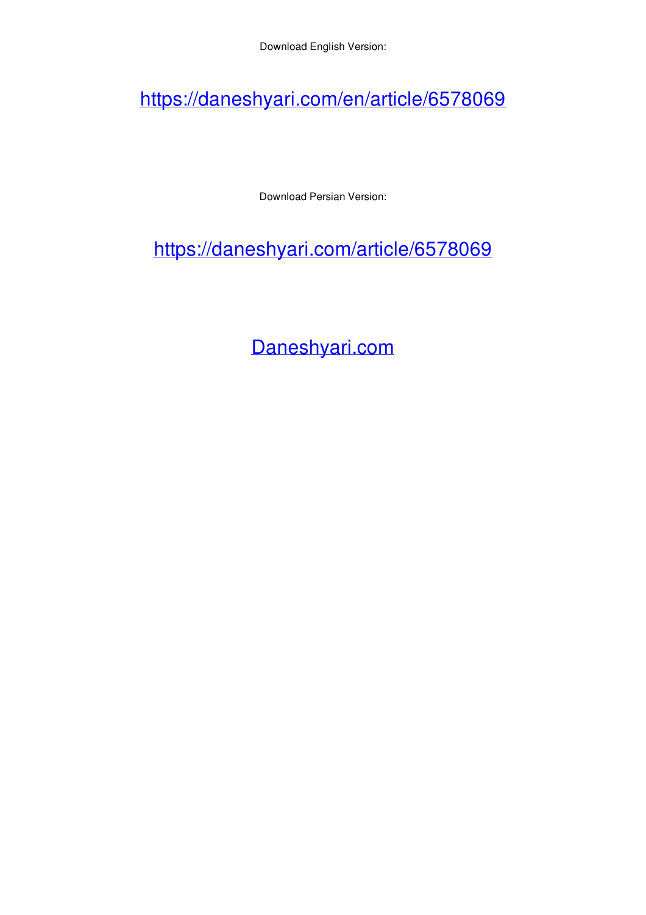Download English Version:

[https://daneshyari.com/en/article/6578069](https://daneshyari.com/en/article/6578069)

Download Persian Version:

[https://daneshyari.com/article/6578069](https://daneshyari.com/article/6578069)

[Daneshyari.com](https://daneshyari.com)